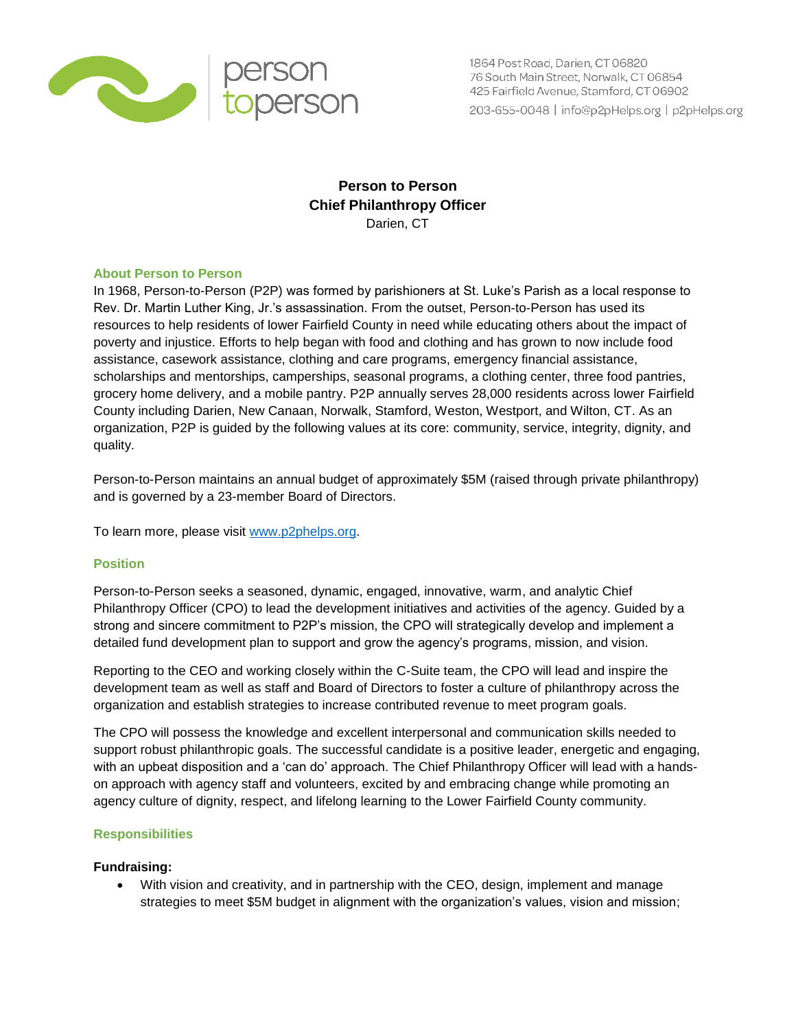person toperson

1864 Post Road, Darien, CT 06820
76 South Main Street, Norwalk, CT 06854
425 Fairfield Avenue, Stamford, CT 06902
203-655-0048 | info@p2pHelps.org | p2pHelps.org

# Person to Person
## Chief Philanthropy Officer
Darien, CT

### About Person to Person

In 1968, Person-to-Person (P2P) was formed by parishioners at St. Luke's Parish as a local response to Rev. Dr. Martin Luther King, Jr.'s assassination. From the outset, Person-to-Person has used its resources to help residents of lower Fairfield County in need while educating others about the impact of poverty and injustice. Efforts to help began with food and clothing and has grown to now include food assistance, casework assistance, clothing and care programs, emergency financial assistance, scholarships and mentorships, camperships, seasonal programs, a clothing center, three food pantries, grocery home delivery, and a mobile pantry. P2P annually serves 28,000 residents across lower Fairfield County including Darien, New Canaan, Norwalk, Stamford, Weston, Westport, and Wilton, CT. As an organization, P2P is guided by the following values at its core: community, service, integrity, dignity, and quality.

Person-to-Person maintains an annual budget of approximately $5M (raised through private philanthropy) and is governed by a 23-member Board of Directors.

To learn more, please visit [www.p2phelps.org](http://www.p2phelps.org).

### Position

Person-to-Person seeks a seasoned, dynamic, engaged, innovative, warm, and analytic Chief Philanthropy Officer (CPO) to lead the development initiatives and activities of the agency. Guided by a strong and sincere commitment to P2P's mission, the CPO will strategically develop and implement a detailed fund development plan to support and grow the agency's programs, mission, and vision.

Reporting to the CEO and working closely within the C-Suite team, the CPO will lead and inspire the development team as well as staff and Board of Directors to foster a culture of philanthropy across the organization and establish strategies to increase contributed revenue to meet program goals.

The CPO will possess the knowledge and excellent interpersonal and communication skills needed to support robust philanthropic goals. The successful candidate is a positive leader, energetic and engaging, with an upbeat disposition and a 'can do' approach. The Chief Philanthropy Officer will lead with a hands-on approach with agency staff and volunteers, excited by and embracing change while promoting an agency culture of dignity, respect, and lifelong learning to the Lower Fairfield County community.

### Responsibilities

**Fundraising:**

- With vision and creativity, and in partnership with the CEO, design, implement and manage strategies to meet $5M budget in alignment with the organization's values, vision and mission;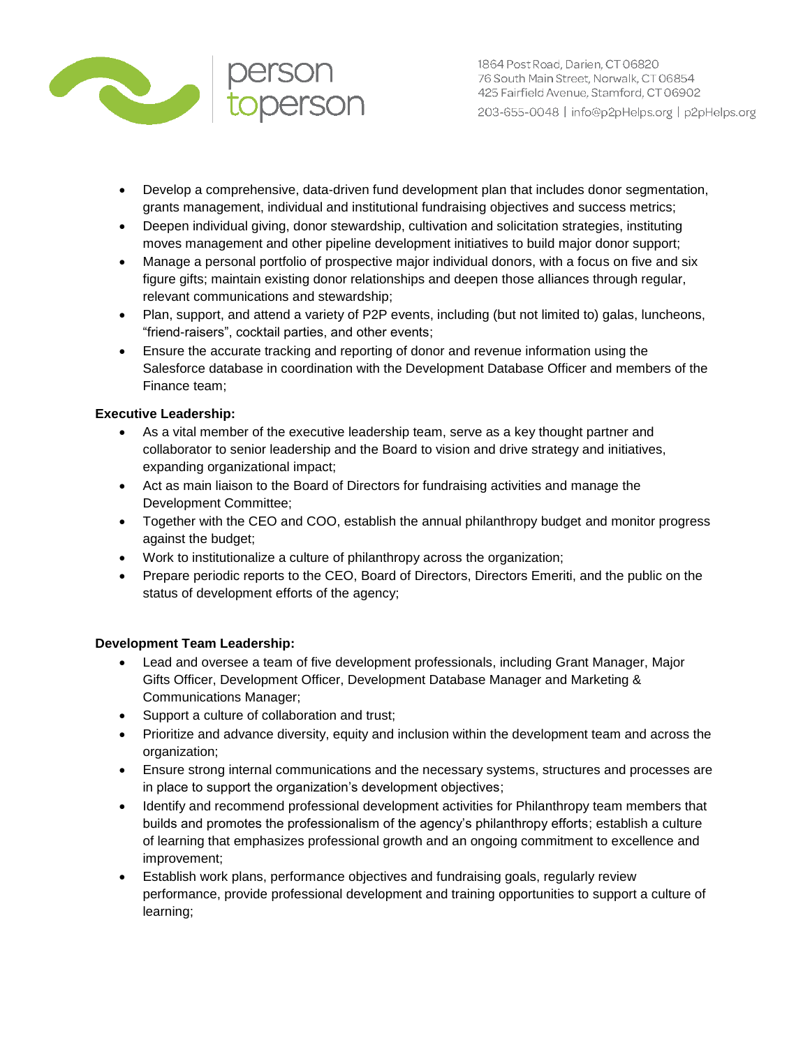- Develop a comprehensive, data-driven fund development plan that includes donor segmentation, grants management, individual and institutional fundraising objectives and success metrics;
- Deepen individual giving, donor stewardship, cultivation and solicitation strategies, instituting moves management and other pipeline development initiatives to build major donor support;
- Manage a personal portfolio of prospective major individual donors, with a focus on five and six figure gifts; maintain existing donor relationships and deepen those alliances through regular, relevant communications and stewardship;
- Plan, support, and attend a variety of P2P events, including (but not limited to) galas, luncheons, "friend-raisers", cocktail parties, and other events;
- Ensure the accurate tracking and reporting of donor and revenue information using the Salesforce database in coordination with the Development Database Officer and members of the Finance team;

**Executive Leadership:**

- As a vital member of the executive leadership team, serve as a key thought partner and collaborator to senior leadership and the Board to vision and drive strategy and initiatives, expanding organizational impact;
- Act as main liaison to the Board of Directors for fundraising activities and manage the Development Committee;
- Together with the CEO and COO, establish the annual philanthropy budget and monitor progress against the budget;
- Work to institutionalize a culture of philanthropy across the organization;
- Prepare periodic reports to the CEO, Board of Directors, Directors Emeriti, and the public on the status of development efforts of the agency;

**Development Team Leadership:**

- Lead and oversee a team of five development professionals, including Grant Manager, Major Gifts Officer, Development Officer, Development Database Manager and Marketing & Communications Manager;
- Support a culture of collaboration and trust;
- Prioritize and advance diversity, equity and inclusion within the development team and across the organization;
- Ensure strong internal communications and the necessary systems, structures and processes are in place to support the organization's development objectives;
- Identify and recommend professional development activities for Philanthropy team members that builds and promotes the professionalism of the agency's philanthropy efforts; establish a culture of learning that emphasizes professional growth and an ongoing commitment to excellence and improvement;
- Establish work plans, performance objectives and fundraising goals, regularly review performance, provide professional development and training opportunities to support a culture of learning;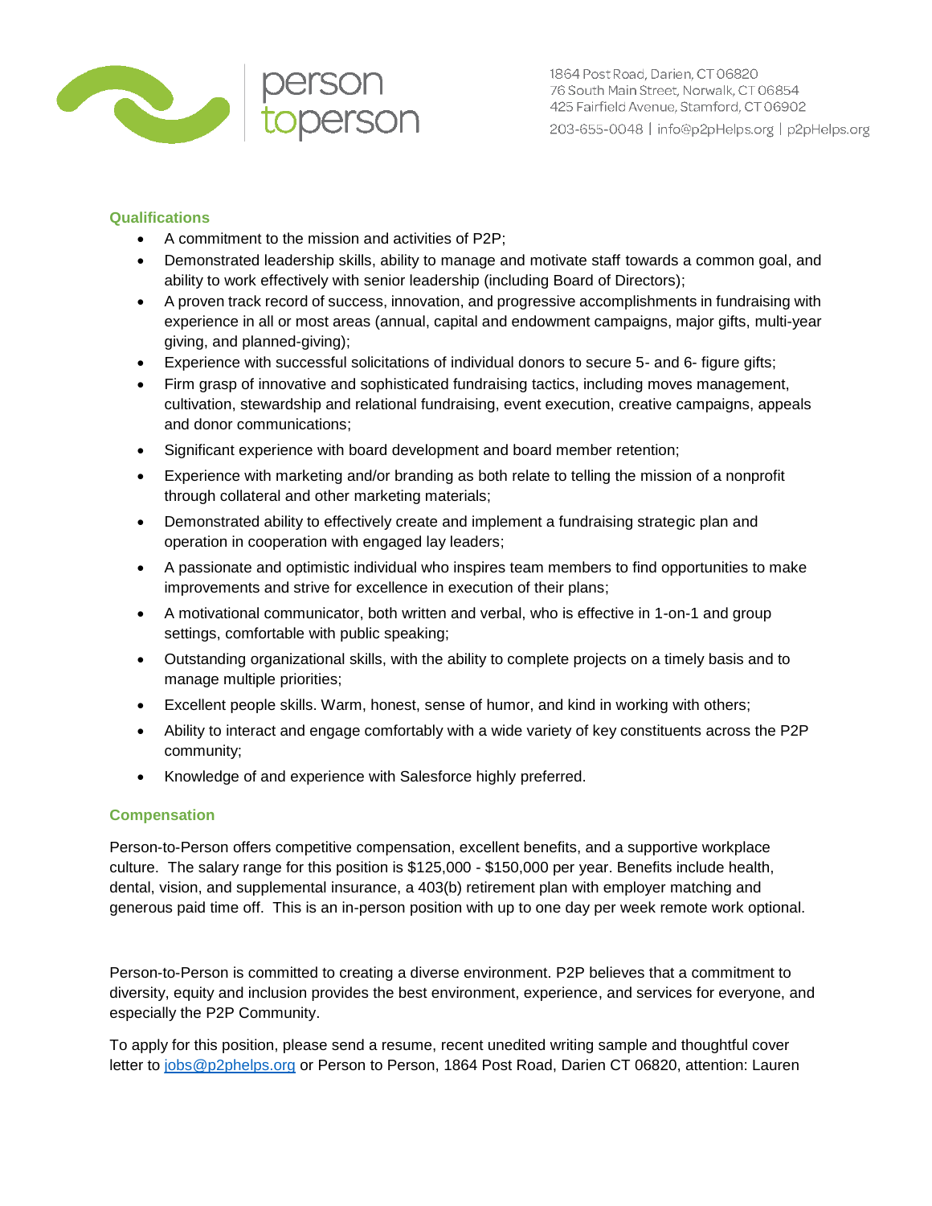## Qualifications

- A commitment to the mission and activities of P2P;
- Demonstrated leadership skills, ability to manage and motivate staff towards a common goal, and ability to work effectively with senior leadership (including Board of Directors);
- A proven track record of success, innovation, and progressive accomplishments in fundraising with experience in all or most areas (annual, capital and endowment campaigns, major gifts, multi-year giving, and planned-giving);
- Experience with successful solicitations of individual donors to secure 5- and 6- figure gifts;
- Firm grasp of innovative and sophisticated fundraising tactics, including moves management, cultivation, stewardship and relational fundraising, event execution, creative campaigns, appeals and donor communications;
- Significant experience with board development and board member retention;
- Experience with marketing and/or branding as both relate to telling the mission of a nonprofit through collateral and other marketing materials;
- Demonstrated ability to effectively create and implement a fundraising strategic plan and operation in cooperation with engaged lay leaders;
- A passionate and optimistic individual who inspires team members to find opportunities to make improvements and strive for excellence in execution of their plans;
- A motivational communicator, both written and verbal, who is effective in 1-on-1 and group settings, comfortable with public speaking;
- Outstanding organizational skills, with the ability to complete projects on a timely basis and to manage multiple priorities;
- Excellent people skills. Warm, honest, sense of humor, and kind in working with others;
- Ability to interact and engage comfortably with a wide variety of key constituents across the P2P community;
- Knowledge of and experience with Salesforce highly preferred.

## Compensation

Person-to-Person offers competitive compensation, excellent benefits, and a supportive workplace culture. The salary range for this position is $125,000 - $150,000 per year. Benefits include health, dental, vision, and supplemental insurance, a 403(b) retirement plan with employer matching and generous paid time off. This is an in-person position with up to one day per week remote work optional.

Person-to-Person is committed to creating a diverse environment. P2P believes that a commitment to diversity, equity and inclusion provides the best environment, experience, and services for everyone, and especially the P2P Community.

To apply for this position, please send a resume, recent unedited writing sample and thoughtful cover letter to jobs@p2phelps.org or Person to Person, 1864 Post Road, Darien CT 06820, attention: Lauren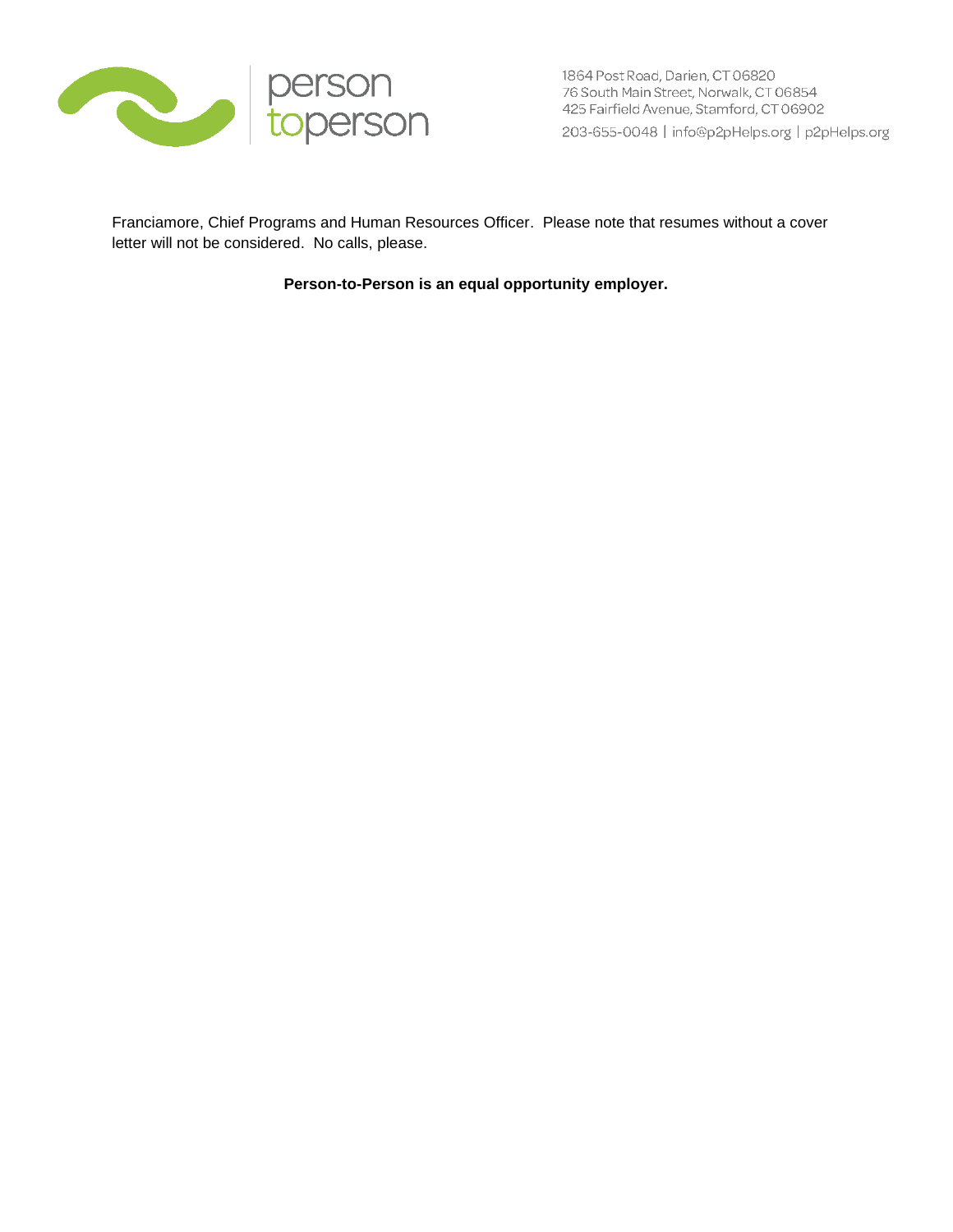Franciamore, Chief Programs and Human Resources Officer. Please note that resumes without a cover letter will not be considered. No calls, please.

**Person-to-Person is an equal opportunity employer.**